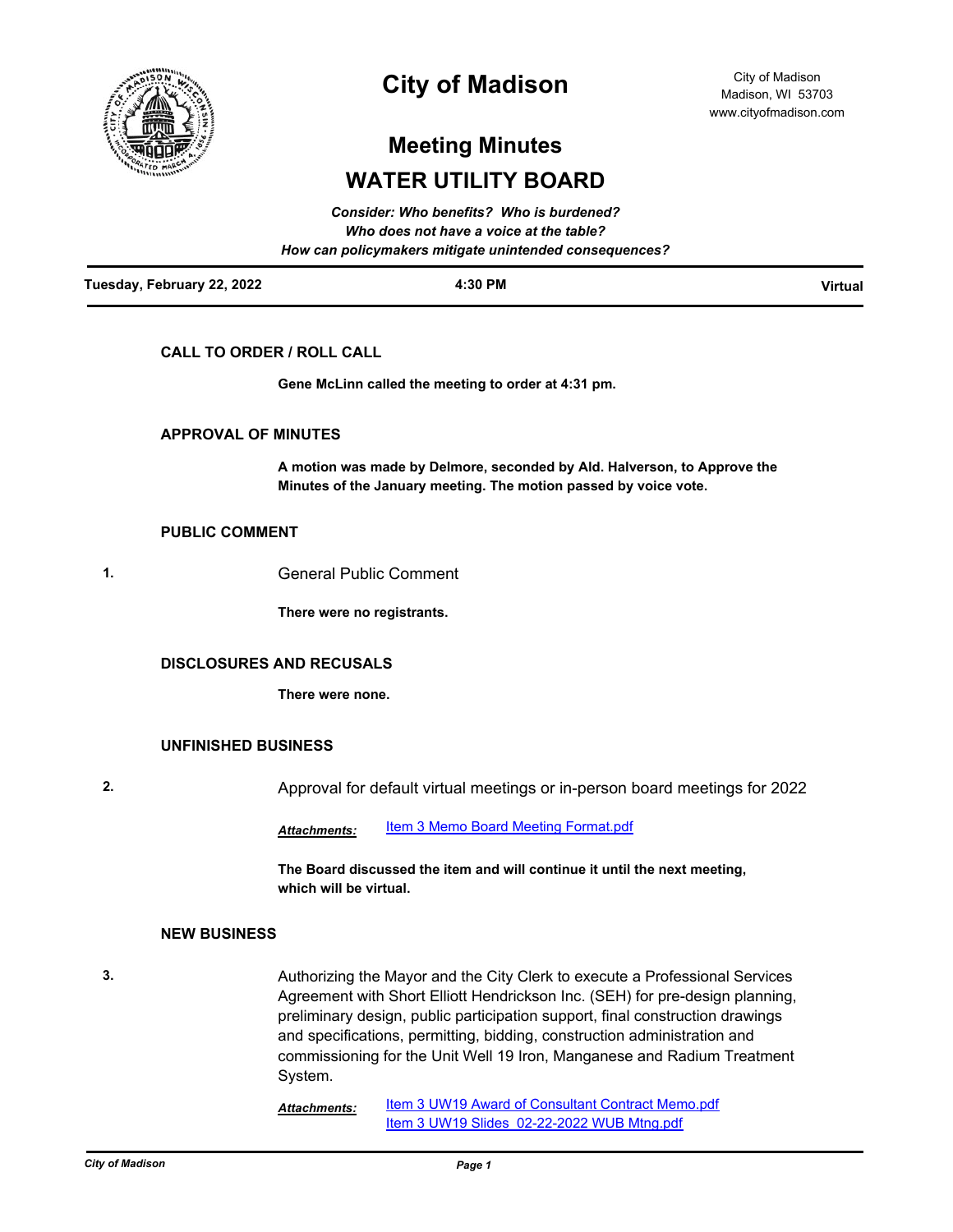# City of Madison

City of Madison
Madison, WI 53703
www.cityofmadison.com

## Meeting Minutes

## WATER UTILITY BOARD

***Consider: Who benefits? Who is burdened?***
***Who does not have a voice at the table?***
***How can policymakers mitigate unintended consequences?***

**Tuesday, February 22, 2022** | **4:30 PM** | **Virtual**

### CALL TO ORDER / ROLL CALL

**Gene McLinn called the meeting to order at 4:31 pm.**

### APPROVAL OF MINUTES

**A motion was made by Delmore, seconded by Ald. Halverson, to Approve the Minutes of the January meeting. The motion passed by voice vote.**

### PUBLIC COMMENT

1. General Public Comment

**There were no registrants.**

### DISCLOSURES AND RECUSALS

**There were none.**

### UNFINISHED BUSINESS

2. Approval for default virtual meetings or in-person board meetings for 2022

***Attachments:*** Item 3 Memo Board Meeting Format.pdf

**The Board discussed the item and will continue it until the next meeting, which will be virtual.**

### NEW BUSINESS

3. Authorizing the Mayor and the City Clerk to execute a Professional Services Agreement with Short Elliott Hendrickson Inc. (SEH) for pre-design planning, preliminary design, public participation support, final construction drawings and specifications, permitting, bidding, construction administration and commissioning for the Unit Well 19 Iron, Manganese and Radium Treatment System.

***Attachments:*** Item 3 UW19 Award of Consultant Contract Memo.pdf
Item 3 UW19 Slides 02-22-2022 WUB Mtng.pdf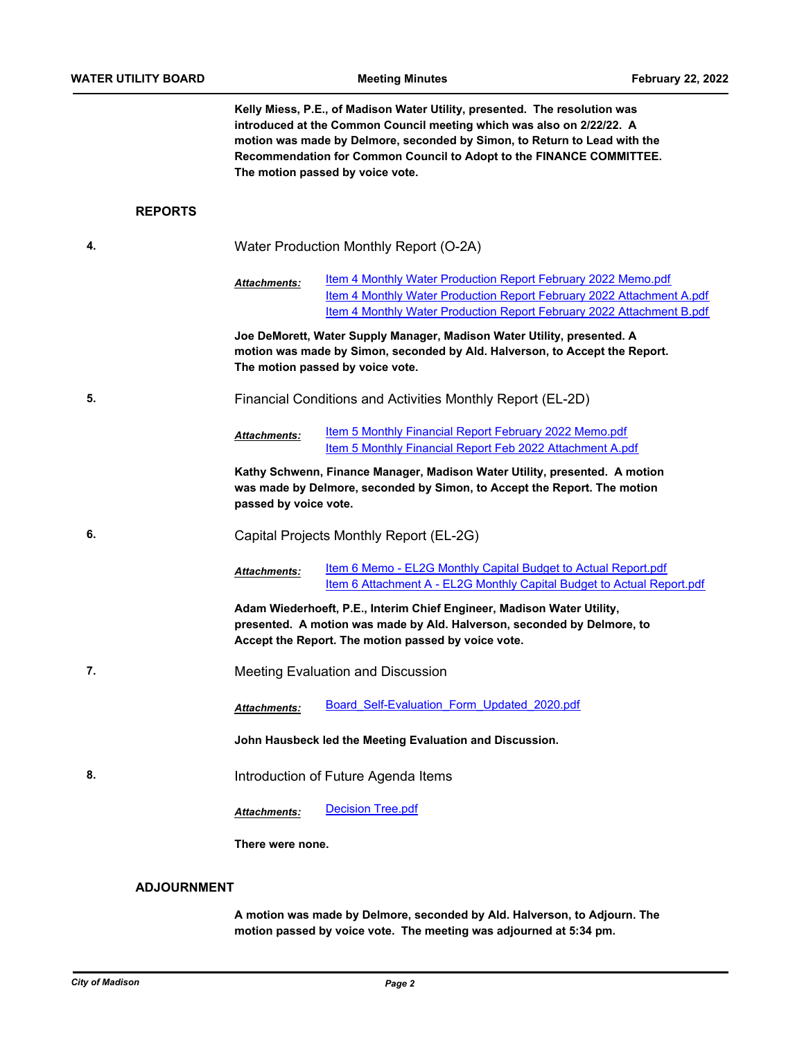**Kelly Miess, P.E., of Madison Water Utility, presented. The resolution was introduced at the Common Council meeting which was also on 2/22/22. A motion was made by Delmore, seconded by Simon, to Return to Lead with the Recommendation for Common Council to Adopt to the FINANCE COMMITTEE. The motion passed by voice vote.**

## REPORTS

**4.** Water Production Monthly Report (O-2A)

***Attachments:*** Item 4 Monthly Water Production Report February 2022 Memo.pdf
Item 4 Monthly Water Production Report February 2022 Attachment A.pdf
Item 4 Monthly Water Production Report February 2022 Attachment B.pdf

**Joe DeMorett, Water Supply Manager, Madison Water Utility, presented. A motion was made by Simon, seconded by Ald. Halverson, to Accept the Report. The motion passed by voice vote.**

**5.** Financial Conditions and Activities Monthly Report (EL-2D)

***Attachments:*** Item 5 Monthly Financial Report February 2022 Memo.pdf
Item 5 Monthly Financial Report Feb 2022 Attachment A.pdf

**Kathy Schwenn, Finance Manager, Madison Water Utility, presented. A motion was made by Delmore, seconded by Simon, to Accept the Report. The motion passed by voice vote.**

**6.** Capital Projects Monthly Report (EL-2G)

***Attachments:*** Item 6 Memo - EL2G Monthly Capital Budget to Actual Report.pdf
Item 6 Attachment A - EL2G Monthly Capital Budget to Actual Report.pdf

**Adam Wiederhoeft, P.E., Interim Chief Engineer, Madison Water Utility, presented. A motion was made by Ald. Halverson, seconded by Delmore, to Accept the Report. The motion passed by voice vote.**

**7.** Meeting Evaluation and Discussion

***Attachments:*** Board_Self-Evaluation_Form_Updated_2020.pdf

**John Hausbeck led the Meeting Evaluation and Discussion.**

**8.** Introduction of Future Agenda Items

***Attachments:*** Decision Tree.pdf

**There were none.**

## ADJOURNMENT

**A motion was made by Delmore, seconded by Ald. Halverson, to Adjourn. The motion passed by voice vote. The meeting was adjourned at 5:34 pm.**